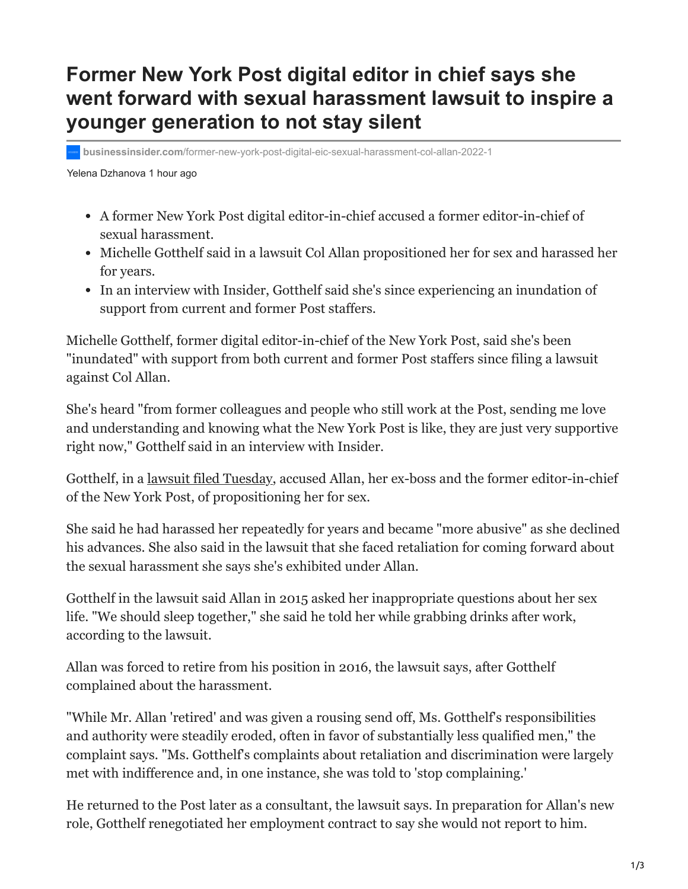# Former New York Post digital editor in chief says she went forward with sexual harassment lawsuit to inspire a younger generation to not stay silent

businessinsider.com/former-new-york-post-digital-eic-sexual-harassment-col-allan-2022-1

Yelena Dzhanova 1 hour ago

- A former New York Post digital editor-in-chief accused a former editor-in-chief of sexual harassment.
- Michelle Gotthelf said in a lawsuit Col Allan propositioned her for sex and harassed her for years.
- In an interview with Insider, Gotthelf said she's since experiencing an inundation of support from current and former Post staffers.

Michelle Gotthelf, former digital editor-in-chief of the New York Post, said she's been "inundated" with support from both current and former Post staffers since filing a lawsuit against Col Allan.

She's heard "from former colleagues and people who still work at the Post, sending me love and understanding and knowing what the New York Post is like, they are just very supportive right now," Gotthelf said in an interview with Insider.

Gotthelf, in a lawsuit filed Tuesday, accused Allan, her ex-boss and the former editor-in-chief of the New York Post, of propositioning her for sex.

She said he had harassed her repeatedly for years and became "more abusive" as she declined his advances. She also said in the lawsuit that she faced retaliation for coming forward about the sexual harassment she says she's exhibited under Allan.

Gotthelf in the lawsuit said Allan in 2015 asked her inappropriate questions about her sex life. "We should sleep together," she said he told her while grabbing drinks after work, according to the lawsuit.

Allan was forced to retire from his position in 2016, the lawsuit says, after Gotthelf complained about the harassment.

"While Mr. Allan 'retired' and was given a rousing send off, Ms. Gotthelf's responsibilities and authority were steadily eroded, often in favor of substantially less qualified men," the complaint says. "Ms. Gotthelf's complaints about retaliation and discrimination were largely met with indifference and, in one instance, she was told to 'stop complaining.'

He returned to the Post later as a consultant, the lawsuit says. In preparation for Allan's new role, Gotthelf renegotiated her employment contract to say she would not report to him.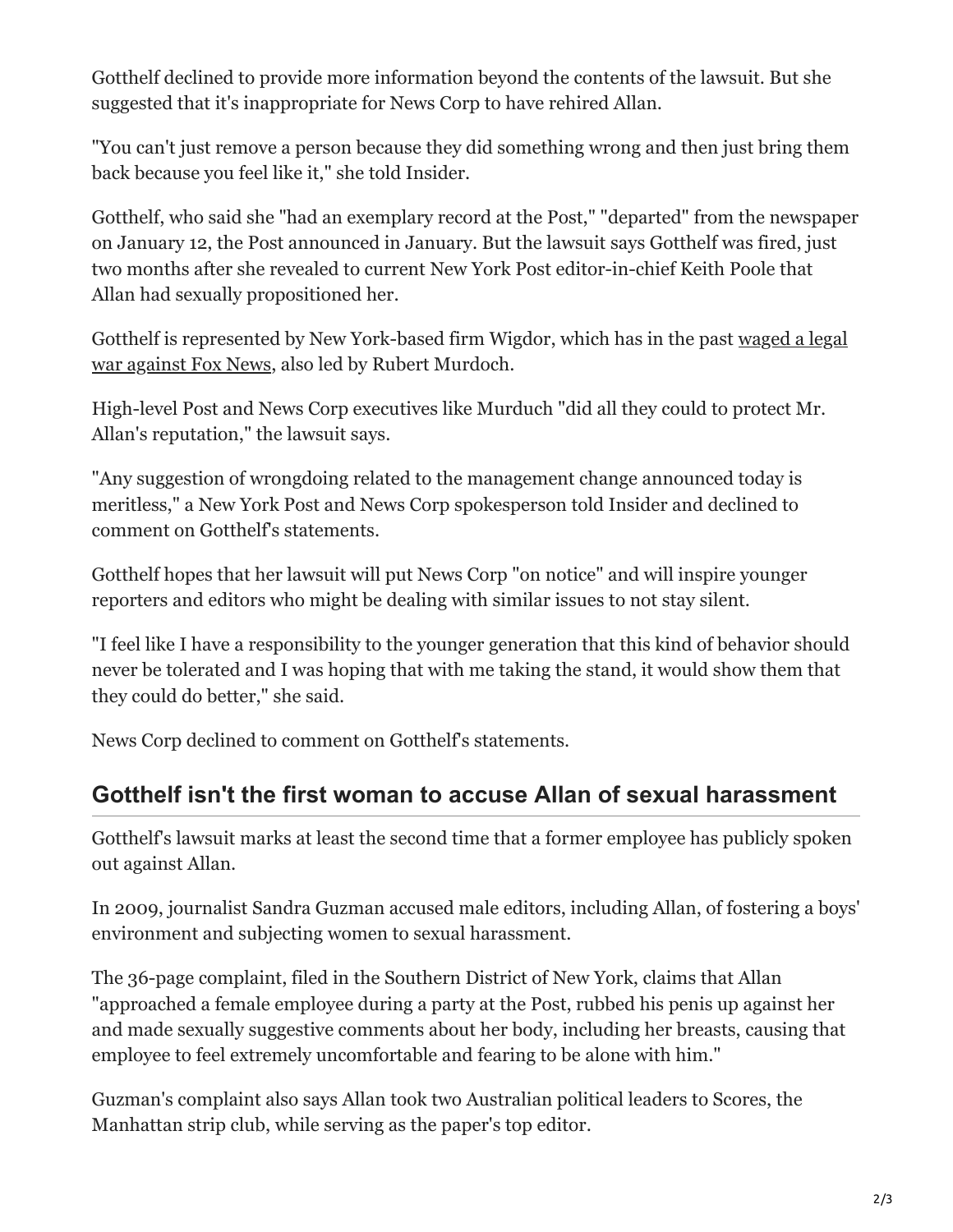Gotthelf declined to provide more information beyond the contents of the lawsuit. But she suggested that it's inappropriate for News Corp to have rehired Allan.

"You can't just remove a person because they did something wrong and then just bring them back because you feel like it," she told Insider.

Gotthelf, who said she "had an exemplary record at the Post," "departed" from the newspaper on January 12, the Post announced in January. But the lawsuit says Gotthelf was fired, just two months after she revealed to current New York Post editor-in-chief Keith Poole that Allan had sexually propositioned her.

Gotthelf is represented by New York-based firm Wigdor, which has in the past waged a legal war against Fox News, also led by Rubert Murdoch.

High-level Post and News Corp executives like Murduch "did all they could to protect Mr. Allan's reputation," the lawsuit says.

"Any suggestion of wrongdoing related to the management change announced today is meritless," a New York Post and News Corp spokesperson told Insider and declined to comment on Gotthelf's statements.

Gotthelf hopes that her lawsuit will put News Corp "on notice" and will inspire younger reporters and editors who might be dealing with similar issues to not stay silent.

"I feel like I have a responsibility to the younger generation that this kind of behavior should never be tolerated and I was hoping that with me taking the stand, it would show them that they could do better," she said.

News Corp declined to comment on Gotthelf's statements.

## Gotthelf isn't the first woman to accuse Allan of sexual harassment

Gotthelf's lawsuit marks at least the second time that a former employee has publicly spoken out against Allan.

In 2009, journalist Sandra Guzman accused male editors, including Allan, of fostering a boys' environment and subjecting women to sexual harassment.

The 36-page complaint, filed in the Southern District of New York, claims that Allan "approached a female employee during a party at the Post, rubbed his penis up against her and made sexually suggestive comments about her body, including her breasts, causing that employee to feel extremely uncomfortable and fearing to be alone with him."

Guzman's complaint also says Allan took two Australian political leaders to Scores, the Manhattan strip club, while serving as the paper's top editor.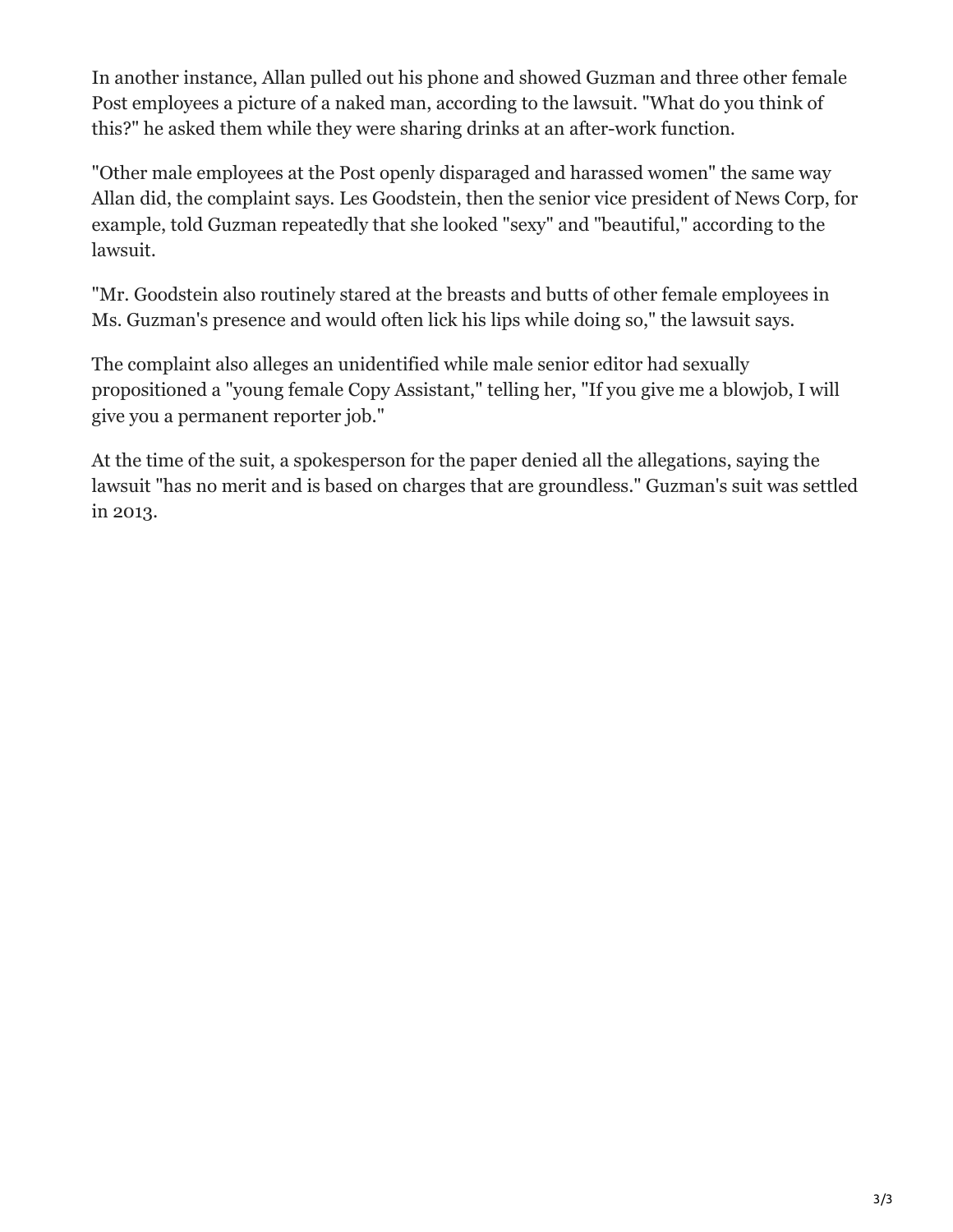In another instance, Allan pulled out his phone and showed Guzman and three other female Post employees a picture of a naked man, according to the lawsuit. "What do you think of this?" he asked them while they were sharing drinks at an after-work function.

"Other male employees at the Post openly disparaged and harassed women" the same way Allan did, the complaint says. Les Goodstein, then the senior vice president of News Corp, for example, told Guzman repeatedly that she looked "sexy" and "beautiful," according to the lawsuit.

"Mr. Goodstein also routinely stared at the breasts and butts of other female employees in Ms. Guzman's presence and would often lick his lips while doing so," the lawsuit says.

The complaint also alleges an unidentified while male senior editor had sexually propositioned a "young female Copy Assistant," telling her, "If you give me a blowjob, I will give you a permanent reporter job."

At the time of the suit, a spokesperson for the paper denied all the allegations, saying the lawsuit "has no merit and is based on charges that are groundless." Guzman's suit was settled in 2013.